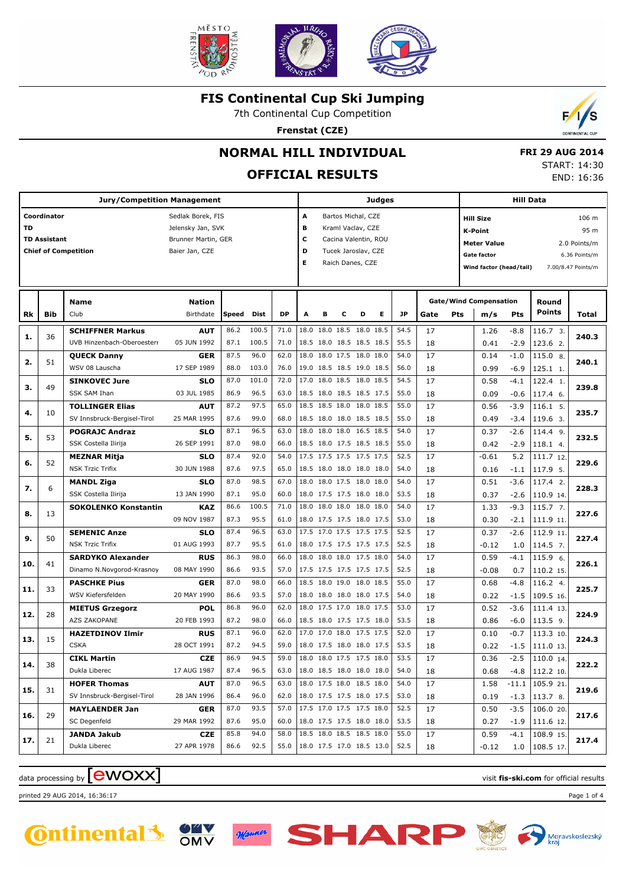# FIS Continental Cup Ski Jumping

7th Continental Cup Competition

**Frenstat (CZE)**

## NORMAL HILL INDIVIDUAL

## OFFICIAL RESULTS

**FRI 29 AUG 2014**
START: 14:30
END: 16:36

| Jury/Competition Management | | Judges | | Hill Data | |
|---|---|---|---|---|---|
| Coordinator | Sedlak Borek, FIS | A | Bartos Michal, CZE | Hill Size | 106 m |
| TD | Jelensky Jan, SVK | B | Kraml Vaclav, CZE | K-Point | 95 m |
| TD Assistant | Brunner Martin, GER | C | Cacina Valentin, ROU | Meter Value | 2.0 Points/m |
| Chief of Competition | Baier Jan, CZE | D | Tucek Jaroslav, CZE | Gate factor | 6.36 Points/m |
| | | E | Raich Danes, CZE | Wind factor (head/tail) | 7.00/8.47 Points/m |

| Rk | Bib | Name / Club | Nation / Birthdate | Speed | Dist | DP | A | B | C | D | E | JP | Gate | Pts | m/s | Pts | Round Points | Total |
|---|---|---|---|---|---|---|---|---|---|---|---|---|---|---|---|---|---|---|
| 1. | 36 | **SCHIFFNER Markus** | **AUT** | 86.2 | 100.5 | 71.0 | 18.0 | 18.0 | 18.5 | 18.0 | 18.5 | 54.5 | 17 | | 1.26 | -8.8 | 116.7 3. | 240.3 |
| | | UVB Hinzenbach-Oberoesterr | 05 JUN 1992 | 87.1 | 100.5 | 71.0 | 18.5 | 18.0 | 18.5 | 18.5 | 18.5 | 55.5 | 18 | | 0.41 | -2.9 | 123.6 2. | |
| 2. | 51 | **QUECK Danny** | **GER** | 87.5 | 96.0 | 62.0 | 18.0 | 18.0 | 17.5 | 18.0 | 18.0 | 54.0 | 17 | | 0.14 | -1.0 | 115.0 8. | 240.1 |
| | | WSV 08 Lauscha | 17 SEP 1989 | 88.0 | 103.0 | 76.0 | 19.0 | 18.5 | 18.5 | 19.0 | 18.5 | 56.0 | 18 | | 0.99 | -6.9 | 125.1 1. | |
| 3. | 49 | **SINKOVEC Jure** | **SLO** | 87.0 | 101.0 | 72.0 | 17.0 | 18.0 | 18.5 | 18.0 | 18.5 | 54.5 | 17 | | 0.58 | -4.1 | 122.4 1. | 239.8 |
| | | SSK SAM Ihan | 03 JUL 1985 | 86.9 | 96.5 | 63.0 | 18.5 | 18.0 | 18.5 | 18.5 | 17.5 | 55.0 | 18 | | 0.09 | -0.6 | 117.4 6. | |
| 4. | 10 | **TOLLINGER Elias** | **AUT** | 87.2 | 97.5 | 65.0 | 18.5 | 18.5 | 18.0 | 18.0 | 18.5 | 55.0 | 17 | | 0.56 | -3.9 | 116.1 5. | 235.7 |
| | | SV Innsbruck-Bergisel-Tirol | 25 MAR 1995 | 87.6 | 99.0 | 68.0 | 18.5 | 18.0 | 18.0 | 18.5 | 18.5 | 55.0 | 18 | | 0.49 | -3.4 | 119.6 3. | |
| 5. | 53 | **POGRAJC Andraz** | **SLO** | 87.1 | 96.5 | 63.0 | 18.0 | 18.0 | 18.0 | 16.5 | 18.5 | 54.0 | 17 | | 0.37 | -2.6 | 114.4 9. | 232.5 |
| | | SSK Costella Ilirija | 26 SEP 1991 | 87.0 | 98.0 | 66.0 | 18.5 | 18.0 | 17.5 | 18.5 | 18.5 | 55.0 | 18 | | 0.42 | -2.9 | 118.1 4. | |
| 6. | 52 | **MEZNAR Mitja** | **SLO** | 87.4 | 92.0 | 54.0 | 17.5 | 17.5 | 17.5 | 17.5 | 17.5 | 52.5 | 17 | | -0.61 | 5.2 | 111.7 12. | 229.6 |
| | | NSK Trzic Trifix | 30 JUN 1988 | 87.6 | 97.5 | 65.0 | 18.5 | 18.0 | 18.0 | 18.0 | 18.0 | 54.0 | 18 | | 0.16 | -1.1 | 117.9 5. | |
| 7. | 6 | **MANDL Ziga** | **SLO** | 87.0 | 98.5 | 67.0 | 18.0 | 18.0 | 17.5 | 18.0 | 18.0 | 54.0 | 17 | | 0.51 | -3.6 | 117.4 2. | 228.3 |
| | | SSK Costella Ilirija | 13 JAN 1990 | 87.1 | 95.0 | 60.0 | 18.0 | 17.5 | 17.5 | 18.0 | 18.0 | 53.5 | 18 | | 0.37 | -2.6 | 110.9 14. | |
| 8. | 13 | **SOKOLENKO Konstantin** | **KAZ** | 86.6 | 100.5 | 71.0 | 18.0 | 18.0 | 18.0 | 18.0 | 18.0 | 54.0 | 17 | | 1.33 | -9.3 | 115.7 7. | 227.6 |
| | | | 09 NOV 1987 | 87.3 | 95.5 | 61.0 | 18.0 | 17.5 | 17.5 | 18.0 | 17.5 | 53.0 | 18 | | 0.30 | -2.1 | 111.9 11. | |
| 9. | 50 | **SEMENIC Anze** | **SLO** | 87.4 | 96.5 | 63.0 | 17.5 | 17.0 | 17.5 | 17.5 | 17.5 | 52.5 | 17 | | 0.37 | -2.6 | 112.9 11. | 227.4 |
| | | NSK Trzic Trifix | 01 AUG 1993 | 87.7 | 95.5 | 61.0 | 18.0 | 17.5 | 17.5 | 17.5 | 17.5 | 52.5 | 18 | | -0.12 | 1.0 | 114.5 7. | |
| 10. | 41 | **SARDYKO Alexander** | **RUS** | 86.3 | 98.0 | 66.0 | 18.0 | 18.0 | 18.0 | 17.5 | 18.0 | 54.0 | 17 | | 0.59 | -4.1 | 115.9 6. | 226.1 |
| | | Dinamo N.Novgorod-Krasnoy | 08 MAY 1990 | 86.6 | 93.5 | 57.0 | 17.5 | 17.5 | 17.5 | 17.5 | 17.5 | 52.5 | 18 | | -0.08 | 0.7 | 110.2 15. | |
| 11. | 33 | **PASCHKE Pius** | **GER** | 87.0 | 98.0 | 66.0 | 18.5 | 18.0 | 19.0 | 18.0 | 18.5 | 55.0 | 17 | | 0.68 | -4.8 | 116.2 4. | 225.7 |
| | | WSV Kiefersfelden | 20 MAY 1990 | 86.6 | 93.5 | 57.0 | 18.0 | 18.0 | 18.0 | 18.0 | 17.5 | 54.0 | 18 | | 0.22 | -1.5 | 109.5 16. | |
| 12. | 28 | **MIETUS Grzegorz** | **POL** | 86.8 | 96.0 | 62.0 | 18.0 | 17.5 | 17.0 | 18.0 | 17.5 | 53.0 | 17 | | 0.52 | -3.6 | 111.4 13. | 224.9 |
| | | AZS ZAKOPANE | 20 FEB 1993 | 87.2 | 98.0 | 66.0 | 18.5 | 18.0 | 17.5 | 17.5 | 18.0 | 53.5 | 18 | | 0.86 | -6.0 | 113.5 9. | |
| 13. | 15 | **HAZETDINOV Ilmir** | **RUS** | 87.1 | 96.0 | 62.0 | 17.0 | 17.0 | 18.0 | 17.5 | 17.5 | 52.0 | 17 | | 0.10 | -0.7 | 113.3 10. | 224.3 |
| | | CSKA | 28 OCT 1991 | 87.2 | 94.5 | 59.0 | 18.0 | 17.5 | 18.0 | 18.0 | 17.5 | 53.5 | 18 | | 0.22 | -1.5 | 111.0 13. | |
| 14. | 38 | **CIKL Martin** | **CZE** | 86.9 | 94.5 | 59.0 | 18.0 | 18.0 | 17.5 | 17.5 | 18.0 | 53.5 | 17 | | 0.36 | -2.5 | 110.0 14. | 222.2 |
| | | Dukla Liberec | 17 AUG 1987 | 87.4 | 96.5 | 63.0 | 18.0 | 18.5 | 18.0 | 18.0 | 18.0 | 54.0 | 18 | | 0.68 | -4.8 | 112.2 10. | |
| 15. | 31 | **HOFER Thomas** | **AUT** | 87.0 | 96.5 | 63.0 | 18.0 | 17.5 | 18.0 | 18.5 | 18.0 | 54.0 | 17 | | 1.58 | -11.1 | 105.9 21. | 219.6 |
| | | SV Innsbruck-Bergisel-Tirol | 28 JAN 1996 | 86.4 | 96.0 | 62.0 | 18.0 | 17.5 | 17.5 | 18.0 | 17.5 | 53.0 | 18 | | 0.19 | -1.3 | 113.7 8. | |
| 16. | 29 | **MAYLAENDER Jan** | **GER** | 87.0 | 93.5 | 57.0 | 17.5 | 17.0 | 17.5 | 17.5 | 18.0 | 52.5 | 17 | | 0.50 | -3.5 | 106.0 20. | 217.6 |
| | | SC Degenfeld | 29 MAR 1992 | 87.6 | 95.0 | 60.0 | 18.0 | 17.5 | 17.5 | 18.0 | 18.0 | 53.5 | 18 | | 0.27 | -1.9 | 111.6 12. | |
| 17. | 21 | **JANDA Jakub** | **CZE** | 85.8 | 94.0 | 58.0 | 18.5 | 18.0 | 18.5 | 18.5 | 18.0 | 55.0 | 17 | | 0.59 | -4.1 | 108.9 15. | 217.4 |
| | | Dukla Liberec | 27 APR 1978 | 86.6 | 92.5 | 55.0 | 18.0 | 17.5 | 17.0 | 18.5 | 13.0 | 52.5 | 18 | | -0.12 | 1.0 | 108.5 17. | |

data processing by ewoxx — visit fis-ski.com for official results

printed 29 AUG 2014, 16:36:17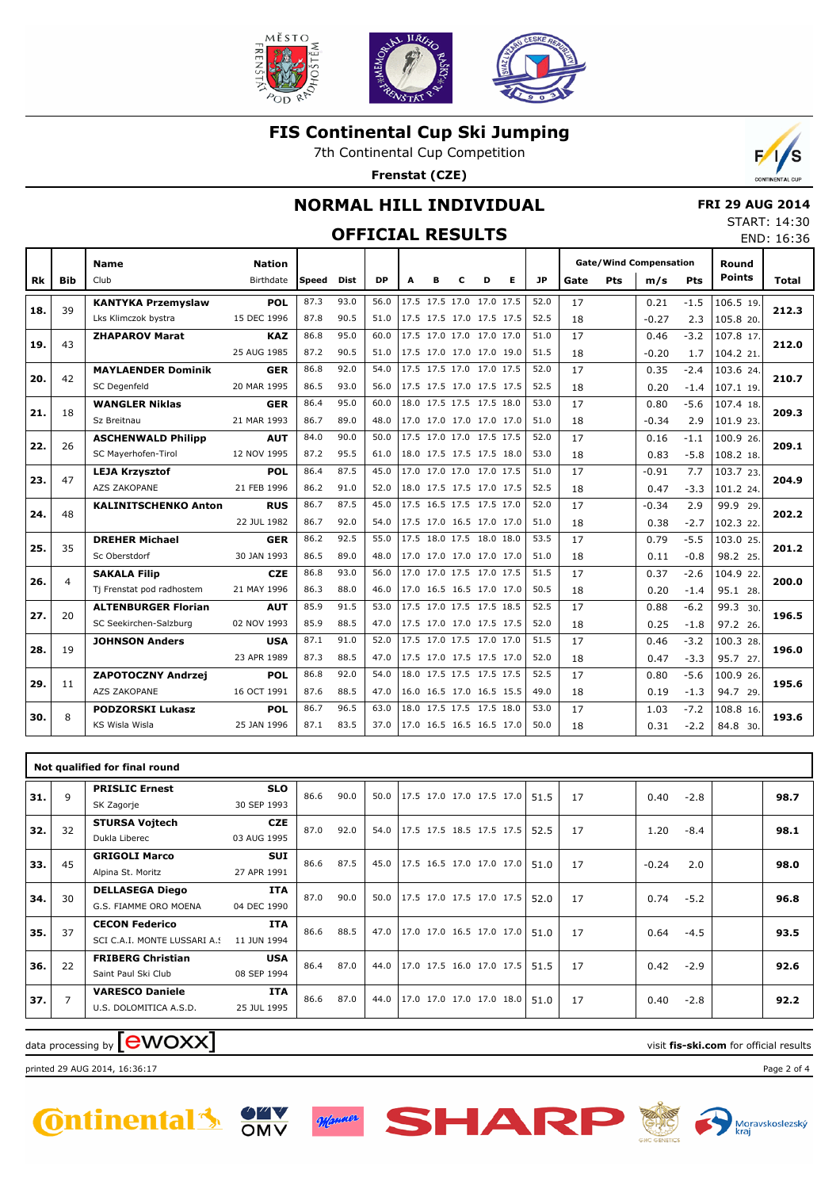# FIS Continental Cup Ski Jumping

7th Continental Cup Competition

**Frenstat (CZE)**

## NORMAL HILL INDIVIDUAL

**FRI 29 AUG 2014**

START: 14:30

END: 16:36

## OFFICIAL RESULTS

| Rk | Bib | Name / Club | Nation / Birthdate | Speed | Dist | DP | A | B | C | D | E | JP | Gate | Pts | m/s | Pts | Round Points | Total |
|---|---|---|---|---|---|---|---|---|---|---|---|---|---|---|---|---|---|---|
| 18. | 39 | **KANTYKA Przemyslaw** | **POL** | 87.3 | 93.0 | 56.0 | 17.5 | 17.5 | 17.0 | 17.0 | 17.5 | 52.0 | 17 | | 0.21 | -1.5 | 106.5 19. | **212.3** |
| | | Lks Klimczok bystra | 15 DEC 1996 | 87.8 | 90.5 | 51.0 | 17.5 | 17.5 | 17.0 | 17.5 | 17.5 | 52.5 | 18 | | -0.27 | 2.3 | 105.8 20. | |
| 19. | 43 | **ZHAPAROV Marat** | **KAZ** | 86.8 | 95.0 | 60.0 | 17.5 | 17.0 | 17.0 | 17.0 | 17.0 | 51.0 | 17 | | 0.46 | -3.2 | 107.8 17. | **212.0** |
| | | | 25 AUG 1985 | 87.2 | 90.5 | 51.0 | 17.5 | 17.0 | 17.0 | 17.0 | 19.0 | 51.5 | 18 | | -0.20 | 1.7 | 104.2 21. | |
| 20. | 42 | **MAYLAENDER Dominik** | **GER** | 86.8 | 92.0 | 54.0 | 17.5 | 17.5 | 17.0 | 17.0 | 17.5 | 52.0 | 17 | | 0.35 | -2.4 | 103.6 24. | **210.7** |
| | | SC Degenfeld | 20 MAR 1995 | 86.5 | 93.0 | 56.0 | 17.5 | 17.5 | 17.0 | 17.5 | 17.5 | 52.5 | 18 | | 0.20 | -1.4 | 107.1 19. | |
| 21. | 18 | **WANGLER Niklas** | **GER** | 86.4 | 95.0 | 60.0 | 18.0 | 17.5 | 17.5 | 17.5 | 18.0 | 53.0 | 17 | | 0.80 | -5.6 | 107.4 18. | **209.3** |
| | | Sz Breitnau | 21 MAR 1993 | 86.7 | 89.0 | 48.0 | 17.0 | 17.0 | 17.0 | 17.0 | 17.0 | 51.0 | 18 | | -0.34 | 2.9 | 101.9 23. | |
| 22. | 26 | **ASCHENWALD Philipp** | **AUT** | 84.0 | 90.0 | 50.0 | 17.5 | 17.0 | 17.0 | 17.5 | 17.5 | 52.0 | 17 | | 0.16 | -1.1 | 100.9 26. | **209.1** |
| | | SC Mayerhofen-Tirol | 12 NOV 1995 | 87.2 | 95.5 | 61.0 | 18.0 | 17.5 | 17.5 | 17.5 | 18.0 | 53.0 | 18 | | 0.83 | -5.8 | 108.2 18. | |
| 23. | 47 | **LEJA Krzysztof** | **POL** | 86.4 | 87.5 | 45.0 | 17.0 | 17.0 | 17.0 | 17.0 | 17.5 | 51.0 | 17 | | -0.91 | 7.7 | 103.7 23. | **204.9** |
| | | AZS ZAKOPANE | 21 FEB 1996 | 86.2 | 91.0 | 52.0 | 18.0 | 17.5 | 17.5 | 17.0 | 17.5 | 52.5 | 18 | | 0.47 | -3.3 | 101.2 24. | |
| 24. | 48 | **KALINITSCHENKO Anton** | **RUS** | 86.7 | 87.5 | 45.0 | 17.5 | 16.5 | 17.5 | 17.5 | 17.0 | 52.0 | 17 | | -0.34 | 2.9 | 99.9 29. | **202.2** |
| | | | 22 JUL 1982 | 86.7 | 92.0 | 54.0 | 17.5 | 17.0 | 16.5 | 17.0 | 17.0 | 51.0 | 18 | | 0.38 | -2.7 | 102.3 22. | |
| 25. | 35 | **DREHER Michael** | **GER** | 86.2 | 92.5 | 55.0 | 17.5 | 18.0 | 17.5 | 18.0 | 18.0 | 53.5 | 17 | | 0.79 | -5.5 | 103.0 25. | **201.2** |
| | | Sc Oberstdorf | 30 JAN 1993 | 86.5 | 89.0 | 48.0 | 17.0 | 17.0 | 17.0 | 17.0 | 17.0 | 51.0 | 18 | | 0.11 | -0.8 | 98.2 25. | |
| 26. | 4 | **SAKALA Filip** | **CZE** | 86.8 | 93.0 | 56.0 | 17.0 | 17.0 | 17.5 | 17.0 | 17.5 | 51.5 | 17 | | 0.37 | -2.6 | 104.9 22. | **200.0** |
| | | Tj Frenstat pod radhostem | 21 MAY 1996 | 86.3 | 88.0 | 46.0 | 17.0 | 16.5 | 16.5 | 17.0 | 17.0 | 50.5 | 18 | | 0.20 | -1.4 | 95.1 28. | |
| 27. | 20 | **ALTENBURGER Florian** | **AUT** | 85.9 | 91.5 | 53.0 | 17.5 | 17.0 | 17.5 | 17.5 | 18.5 | 52.5 | 17 | | 0.88 | -6.2 | 99.3 30. | **196.5** |
| | | SC Seekirchen-Salzburg | 02 NOV 1993 | 85.9 | 88.5 | 47.0 | 17.5 | 17.0 | 17.0 | 17.5 | 17.5 | 52.0 | 18 | | 0.25 | -1.8 | 97.2 26. | |
| 28. | 19 | **JOHNSON Anders** | **USA** | 87.1 | 91.0 | 52.0 | 17.5 | 17.0 | 17.5 | 17.0 | 17.0 | 51.5 | 17 | | 0.46 | -3.2 | 100.3 28. | **196.0** |
| | | | 23 APR 1989 | 87.3 | 88.5 | 47.0 | 17.5 | 17.0 | 17.5 | 17.5 | 17.0 | 52.0 | 18 | | 0.47 | -3.3 | 95.7 27. | |
| 29. | 11 | **ZAPOTOCZNY Andrzej** | **POL** | 86.8 | 92.0 | 54.0 | 18.0 | 17.5 | 17.5 | 17.5 | 17.5 | 52.5 | 17 | | 0.80 | -5.6 | 100.9 26. | **195.6** |
| | | AZS ZAKOPANE | 16 OCT 1991 | 87.6 | 88.5 | 47.0 | 16.0 | 16.5 | 17.0 | 16.5 | 15.5 | 49.0 | 18 | | 0.19 | -1.3 | 94.7 29. | |
| 30. | 8 | **PODZORSKI Lukasz** | **POL** | 86.7 | 96.5 | 63.0 | 18.0 | 17.5 | 17.5 | 17.5 | 18.0 | 53.0 | 17 | | 1.03 | -7.2 | 108.8 16. | **193.6** |
| | | KS Wisla Wisla | 25 JAN 1996 | 87.1 | 83.5 | 37.0 | 17.0 | 16.5 | 16.5 | 16.5 | 17.0 | 50.0 | 18 | | 0.31 | -2.2 | 84.8 30. | |

### Not qualified for final round

| Rk | Bib | Name / Club | Nation / Birthdate | Speed | Dist | DP | A | B | C | D | E | JP | Gate | Pts | m/s | Pts | Round Points | Total |
|---|---|---|---|---|---|---|---|---|---|---|---|---|---|---|---|---|---|---|
| 31. | 9 | **PRISLIC Ernest** / SK Zagorje | **SLO** / 30 SEP 1993 | 86.6 | 90.0 | 50.0 | 17.5 | 17.0 | 17.0 | 17.5 | 17.0 | 51.5 | 17 | | 0.40 | -2.8 | | **98.7** |
| 32. | 32 | **STURSA Vojtech** / Dukla Liberec | **CZE** / 03 AUG 1995 | 87.0 | 92.0 | 54.0 | 17.5 | 17.5 | 18.5 | 17.5 | 17.5 | 52.5 | 17 | | 1.20 | -8.4 | | **98.1** |
| 33. | 45 | **GRIGOLI Marco** / Alpina St. Moritz | **SUI** / 27 APR 1991 | 86.6 | 87.5 | 45.0 | 17.5 | 16.5 | 17.0 | 17.0 | 17.0 | 51.0 | 17 | | -0.24 | 2.0 | | **98.0** |
| 34. | 30 | **DELLASEGA Diego** / G.S. FIAMME ORO MOENA | **ITA** / 04 DEC 1990 | 87.0 | 90.0 | 50.0 | 17.5 | 17.0 | 17.5 | 17.0 | 17.5 | 52.0 | 17 | | 0.74 | -5.2 | | **96.8** |
| 35. | 37 | **CECON Federico** / SCI C.A.I. MONTE LUSSARI A.S | **ITA** / 11 JUN 1994 | 86.6 | 88.5 | 47.0 | 17.0 | 17.0 | 16.5 | 17.0 | 17.0 | 51.0 | 17 | | 0.64 | -4.5 | | **93.5** |
| 36. | 22 | **FRIBERG Christian** / Saint Paul Ski Club | **USA** / 08 SEP 1994 | 86.4 | 87.0 | 44.0 | 17.0 | 17.5 | 16.0 | 17.0 | 17.5 | 51.5 | 17 | | 0.42 | -2.9 | | **92.6** |
| 37. | 7 | **VARESCO Daniele** / U.S. DOLOMITICA A.S.D. | **ITA** / 25 JUL 1995 | 86.6 | 87.0 | 44.0 | 17.0 | 17.0 | 17.0 | 17.0 | 18.0 | 51.0 | 17 | | 0.40 | -2.8 | | **92.2** |

data processing by ewoxx — visit **fis-ski.com** for official results

printed 29 AUG 2014, 16:36:17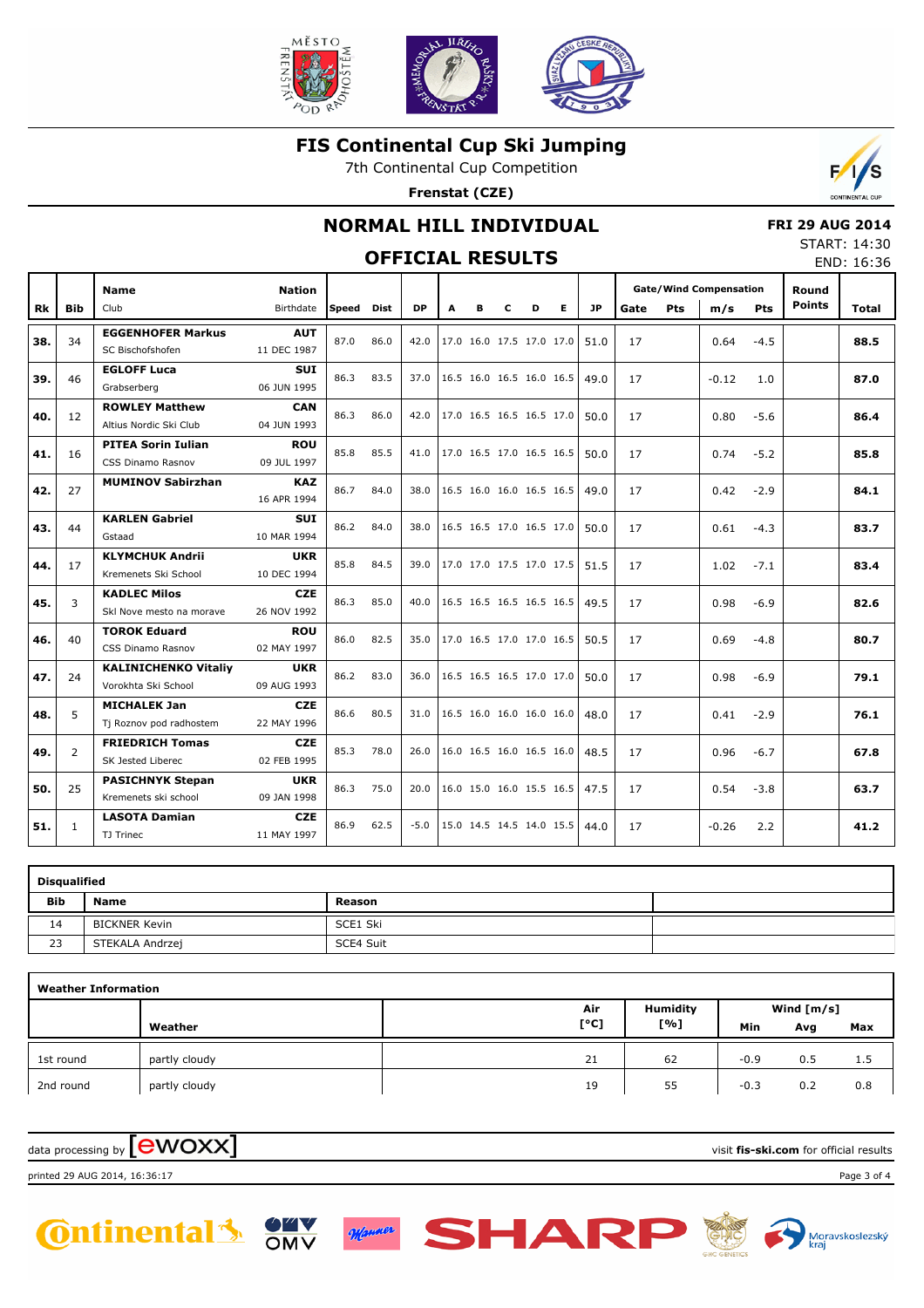# FIS Continental Cup Ski Jumping

7th Continental Cup Competition

**Frenstat (CZE)**

## NORMAL HILL INDIVIDUAL

### OFFICIAL RESULTS

**FRI 29 AUG 2014**
START: 14:30
END: 16:36

| Rk | Bib | Name / Club | Nation / Birthdate | Speed | Dist | DP | A | B | C | D | E | JP | Gate | Gate Pts | Wind m/s | Wind Pts | Round Points | Total |
|---|---|---|---|---|---|---|---|---|---|---|---|---|---|---|---|---|---|---|
| 38. | 34 | **EGGENHOFER Markus** SC Bischofshofen | **AUT** 11 DEC 1987 | 87.0 | 86.0 | 42.0 | 17.0 | 16.0 | 17.5 | 17.0 | 17.0 | 51.0 | 17 | | 0.64 | -4.5 | | **88.5** |
| 39. | 46 | **EGLOFF Luca** Grabserberg | **SUI** 06 JUN 1995 | 86.3 | 83.5 | 37.0 | 16.5 | 16.0 | 16.5 | 16.0 | 16.5 | 49.0 | 17 | | -0.12 | 1.0 | | **87.0** |
| 40. | 12 | **ROWLEY Matthew** Altius Nordic Ski Club | **CAN** 04 JUN 1993 | 86.3 | 86.0 | 42.0 | 17.0 | 16.5 | 16.5 | 16.5 | 17.0 | 50.0 | 17 | | 0.80 | -5.6 | | **86.4** |
| 41. | 16 | **PITEA Sorin Iulian** CSS Dinamo Rasnov | **ROU** 09 JUL 1997 | 85.8 | 85.5 | 41.0 | 17.0 | 16.5 | 17.0 | 16.5 | 16.5 | 50.0 | 17 | | 0.74 | -5.2 | | **85.8** |
| 42. | 27 | **MUMINOV Sabirzhan** | **KAZ** 16 APR 1994 | 86.7 | 84.0 | 38.0 | 16.5 | 16.0 | 16.0 | 16.5 | 16.5 | 49.0 | 17 | | 0.42 | -2.9 | | **84.1** |
| 43. | 44 | **KARLEN Gabriel** Gstaad | **SUI** 10 MAR 1994 | 86.2 | 84.0 | 38.0 | 16.5 | 16.5 | 17.0 | 16.5 | 17.0 | 50.0 | 17 | | 0.61 | -4.3 | | **83.7** |
| 44. | 17 | **KLYMCHUK Andrii** Kremenets Ski School | **UKR** 10 DEC 1994 | 85.8 | 84.5 | 39.0 | 17.0 | 17.0 | 17.5 | 17.0 | 17.5 | 51.5 | 17 | | 1.02 | -7.1 | | **83.4** |
| 45. | 3 | **KADLEC Milos** Skl Nove mesto na morave | **CZE** 26 NOV 1992 | 86.3 | 85.0 | 40.0 | 16.5 | 16.5 | 16.5 | 16.5 | 16.5 | 49.5 | 17 | | 0.98 | -6.9 | | **82.6** |
| 46. | 40 | **TOROK Eduard** CSS Dinamo Rasnov | **ROU** 02 MAY 1997 | 86.0 | 82.5 | 35.0 | 17.0 | 16.5 | 17.0 | 17.0 | 16.5 | 50.5 | 17 | | 0.69 | -4.8 | | **80.7** |
| 47. | 24 | **KALINICHENKO Vitaliy** Vorokhta Ski School | **UKR** 09 AUG 1993 | 86.2 | 83.0 | 36.0 | 16.5 | 16.5 | 16.5 | 17.0 | 17.0 | 50.0 | 17 | | 0.98 | -6.9 | | **79.1** |
| 48. | 5 | **MICHALEK Jan** Tj Roznov pod radhostem | **CZE** 22 MAY 1996 | 86.6 | 80.5 | 31.0 | 16.5 | 16.0 | 16.0 | 16.0 | 16.0 | 48.0 | 17 | | 0.41 | -2.9 | | **76.1** |
| 49. | 2 | **FRIEDRICH Tomas** SK Jested Liberec | **CZE** 02 FEB 1995 | 85.3 | 78.0 | 26.0 | 16.0 | 16.5 | 16.0 | 16.5 | 16.0 | 48.5 | 17 | | 0.96 | -6.7 | | **67.8** |
| 50. | 25 | **PASICHNYK Stepan** Kremenets ski school | **UKR** 09 JAN 1998 | 86.3 | 75.0 | 20.0 | 16.0 | 15.0 | 16.0 | 15.5 | 16.5 | 47.5 | 17 | | 0.54 | -3.8 | | **63.7** |
| 51. | 1 | **LASOTA Damian** TJ Trinec | **CZE** 11 MAY 1997 | 86.9 | 62.5 | -5.0 | 15.0 | 14.5 | 14.5 | 14.0 | 15.5 | 44.0 | 17 | | -0.26 | 2.2 | | **41.2** |

**Disqualified**

| Bib | Name | Reason |
|---|---|---|
| 14 | BICKNER Kevin | SCE1 Ski |
| 23 | STEKALA Andrzej | SCE4 Suit |

**Weather Information**

| | Weather | Air [°C] | Humidity [%] | Wind [m/s] Min | Avg | Max |
|---|---|---|---|---|---|---|
| 1st round | partly cloudy | 21 | 62 | -0.9 | 0.5 | 1.5 |
| 2nd round | partly cloudy | 19 | 55 | -0.3 | 0.2 | 0.8 |

data processing by ewoxx — visit **fis-ski.com** for official results

printed 29 AUG 2014, 16:36:17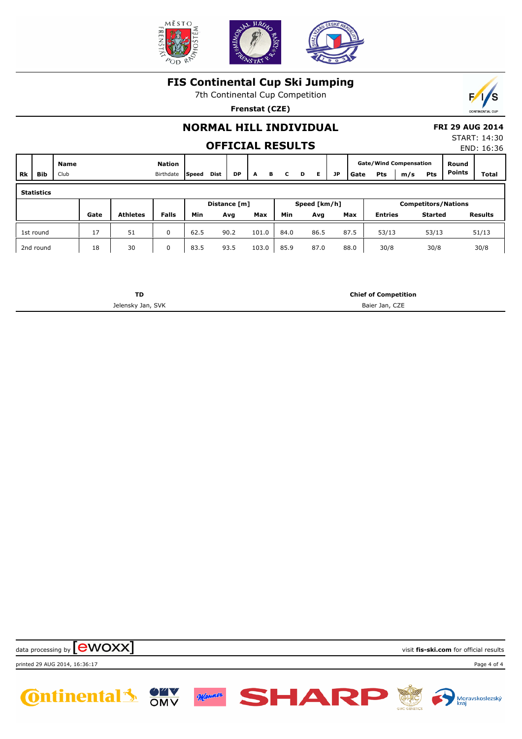# FIS Continental Cup Ski Jumping

7th Continental Cup Competition

**Frenstat (CZE)**

## NORMAL HILL INDIVIDUAL

**FRI 29 AUG 2014**

START: 14:30

END: 16:36

## OFFICIAL RESULTS

| Rk | Bib | Name / Club | Nation / Birthdate | Speed | Dist | DP | A | B | C | D | E | JP | Gate/Wind Compensation: Gate | Pts | m/s | Pts | Round Points | Total |
|---|---|---|---|---|---|---|---|---|---|---|---|---|---|---|---|---|---|---|

### Statistics

| | Gate | Athletes | Falls | Distance [m] Min | Avg | Max | Speed [km/h] Min | Avg | Max | Competitors/Nations Entries | Started | Results |
|---|---|---|---|---|---|---|---|---|---|---|---|---|
| 1st round | 17 | 51 | 0 | 62.5 | 90.2 | 101.0 | 84.0 | 86.5 | 87.5 | 53/13 | 53/13 | 51/13 |
| 2nd round | 18 | 30 | 0 | 83.5 | 93.5 | 103.0 | 85.9 | 87.0 | 88.0 | 30/8 | 30/8 | 30/8 |

| TD | Chief of Competition |
|---|---|
| Jelensky Jan, SVK | Baier Jan, CZE |

data processing by ewoxx

visit **fis-ski.com** for official results

printed 29 AUG 2014, 16:36:17